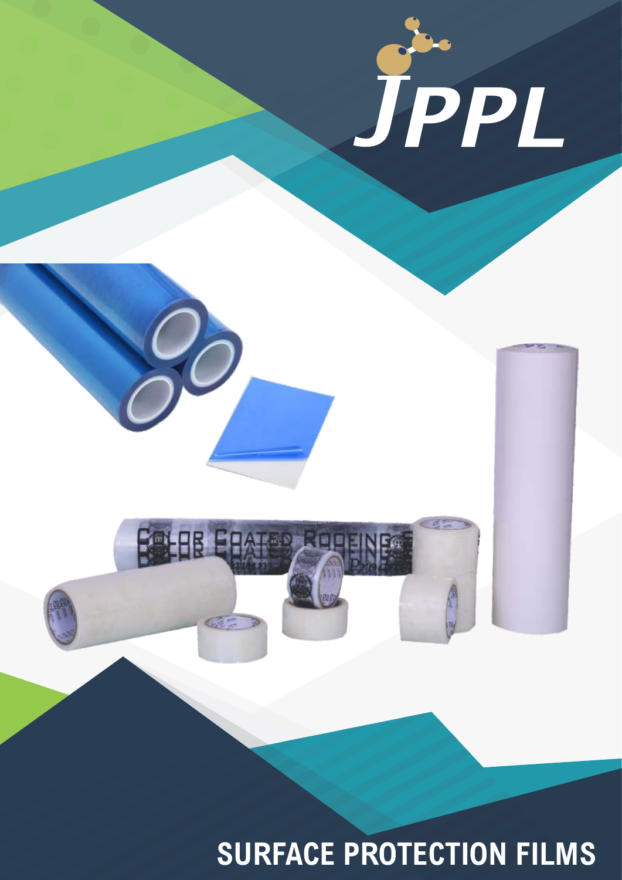JPPL

# SURFACE PROTECTION FILMS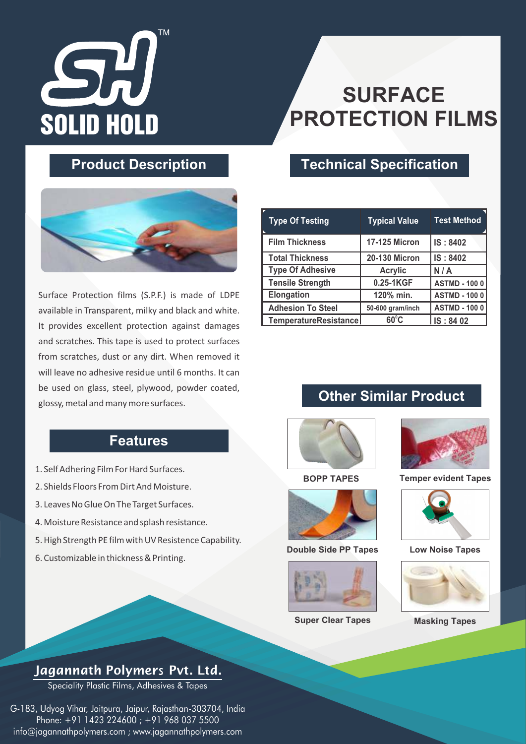SOLID HOLD™

# SURFACE PROTECTION FILMS

## Product Description

Surface Protection films (S.P.F.) is made of LDPE available in Transparent, milky and black and white. It provides excellent protection against damages and scratches. This tape is used to protect surfaces from scratches, dust or any dirt. When removed it will leave no adhesive residue until 6 months. It can be used on glass, steel, plywood, powder coated, glossy, metal and many more surfaces.

## Features

1. Self Adhering Film For Hard Surfaces.
2. Shields Floors From Dirt And Moisture.
3. Leaves No Glue On The Target Surfaces.
4. Moisture Resistance and splash resistance.
5. High Strength PE film with UV Resistence Capability.
6. Customizable in thickness & Printing.

## Technical Specification

| Type Of Testing | Typical Value | Test Method |
|---|---|---|
| Film Thickness | 17-125 Micron | IS : 8402 |
| Total Thickness | 20-130 Micron | IS : 8402 |
| Type Of Adhesive | Acrylic | N / A |
| Tensile Strength | 0.25-1KGF | ASTMD - 100 0 |
| Elongation | 120% min. | ASTMD - 100 0 |
| Adhesion To Steel | 50-600 gram/inch | ASTMD - 100 0 |
| TemperatureResistance | 60°C | IS : 84 02 |

## Other Similar Product

- BOPP TAPES
- Temper evident Tapes
- Double Side PP Tapes
- Low Noise Tapes
- Super Clear Tapes
- Masking Tapes

**Jagannath Polymers Pvt. Ltd.**

Speciality Plastic Films, Adhesives & Tapes

G-183, Udyog Vihar, Jaitpura, Jaipur, Rajasthan-303704, India
Phone: +91 1423 224600 ; +91 968 037 5500
info@jagannathpolymers.com ; www.jagannathpolymers.com